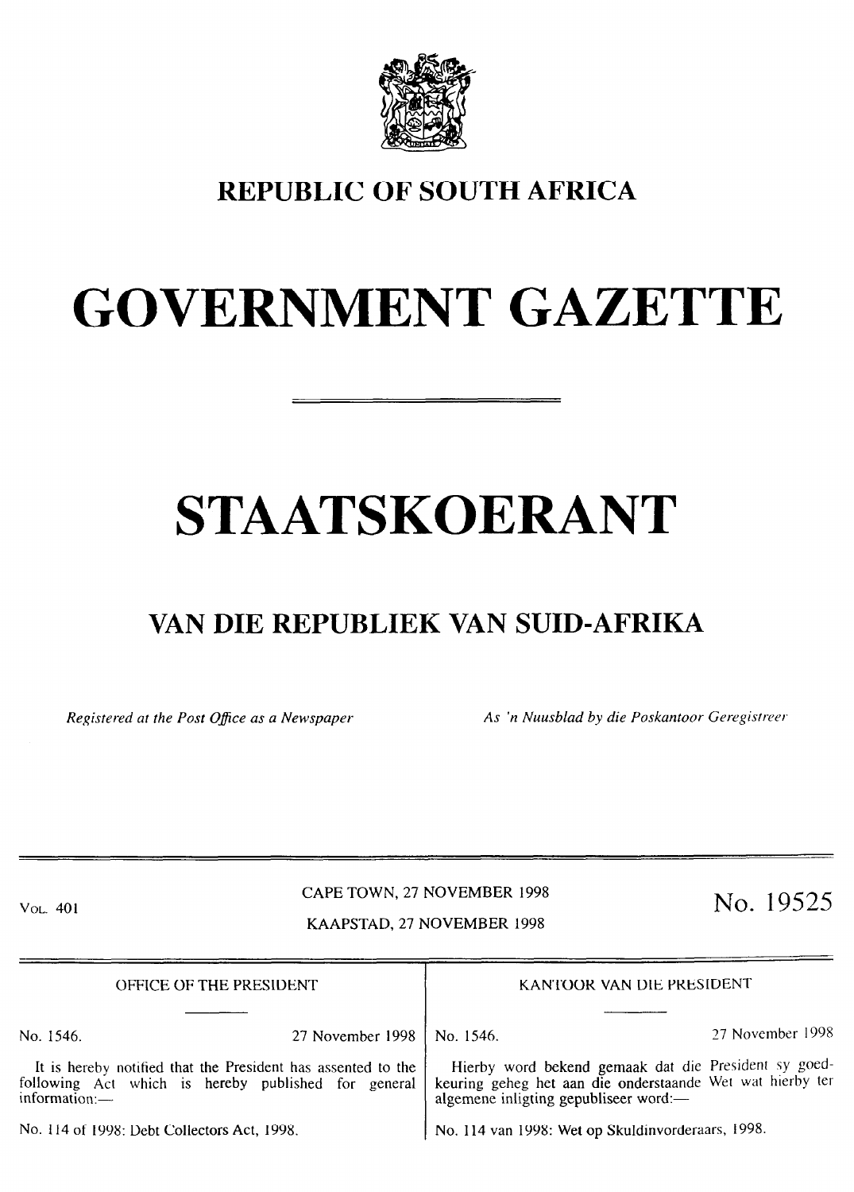# REPUBLIC OF SOUTH AFRICA

# GOVERNMENT GAZETTE

# STAATSKOERANT

## VAN DIE REPUBLIEK VAN SUID-AFRIKA

*Registered at the Post Office as a Newspaper*

*As 'n Nuusblad by die Poskantoor Geregistreer*

VOL. 401

CAPE TOWN, 27 NOVEMBER 1998

KAAPSTAD, 27 NOVEMBER 1998

No. 19525

OFFICE OF THE PRESIDENT

No. 1546. 27 November 1998

It is hereby notified that the President has assented to the following Act which is hereby published for general information:—

No. 114 of 1998: Debt Collectors Act, 1998.

KANTOOR VAN DIE PRESIDENT

No. 1546. 27 November 1998

Hierby word bekend gemaak dat die President sy goedkeuring geheg het aan die onderstaande Wet wat hierby ter algemene inligting gepubliseer word:—

No. 114 van 1998: Wet op Skuldinvorderaars, 1998.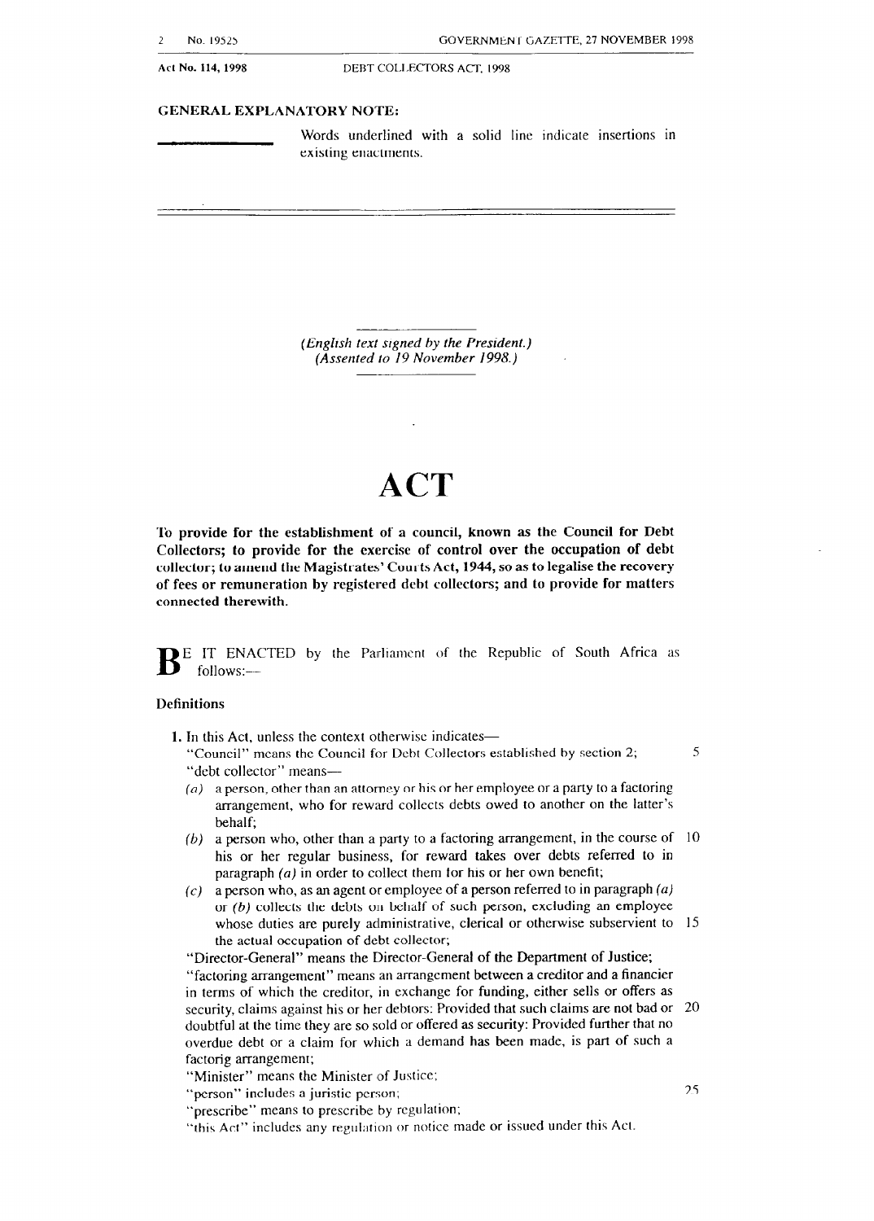**GENERAL EXPLANATORY NOTE:**

\_\_\_\_\_\_\_\_\_\_ Words underlined with a solid line indicate insertions in existing enactments.

*(English text signed by the President.)*
*(Assented to 19 November 1998.)*

# ACT

**To provide for the establishment of a council, known as the Council for Debt Collectors; to provide for the exercise of control over the occupation of debt collector; to amend the Magistrates' Courts Act, 1944, so as to legalise the recovery of fees or remuneration by registered debt collectors; and to provide for matters connected therewith.**

BE IT ENACTED by the Parliament of the Republic of South Africa as follows:—

**Definitions**

**1.** In this Act, unless the context otherwise indicates—

"Council" means the Council for Debt Collectors established by section 2;

"debt collector" means—

*(a)* a person, other than an attorney or his or her employee or a party to a factoring arrangement, who for reward collects debts owed to another on the latter's behalf;

*(b)* a person who, other than a party to a factoring arrangement, in the course of his or her regular business, for reward takes over debts referred to in paragraph *(a)* in order to collect them for his or her own benefit;

*(c)* a person who, as an agent or employee of a person referred to in paragraph *(a)* or *(b)* collects the debts on behalf of such person, excluding an employee whose duties are purely administrative, clerical or otherwise subservient to the actual occupation of debt collector;

"Director-General" means the Director-General of the Department of Justice;

"factoring arrangement" means an arrangement between a creditor and a financier in terms of which the creditor, in exchange for funding, either sells or offers as security, claims against his or her debtors: Provided that such claims are not bad or doubtful at the time they are so sold or offered as security: Provided further that no overdue debt or a claim for which a demand has been made, is part of such a factorig arrangement;

"Minister" means the Minister of Justice;

"person" includes a juristic person;

"prescribe" means to prescribe by regulation;

"this Act" includes any regulation or notice made or issued under this Act.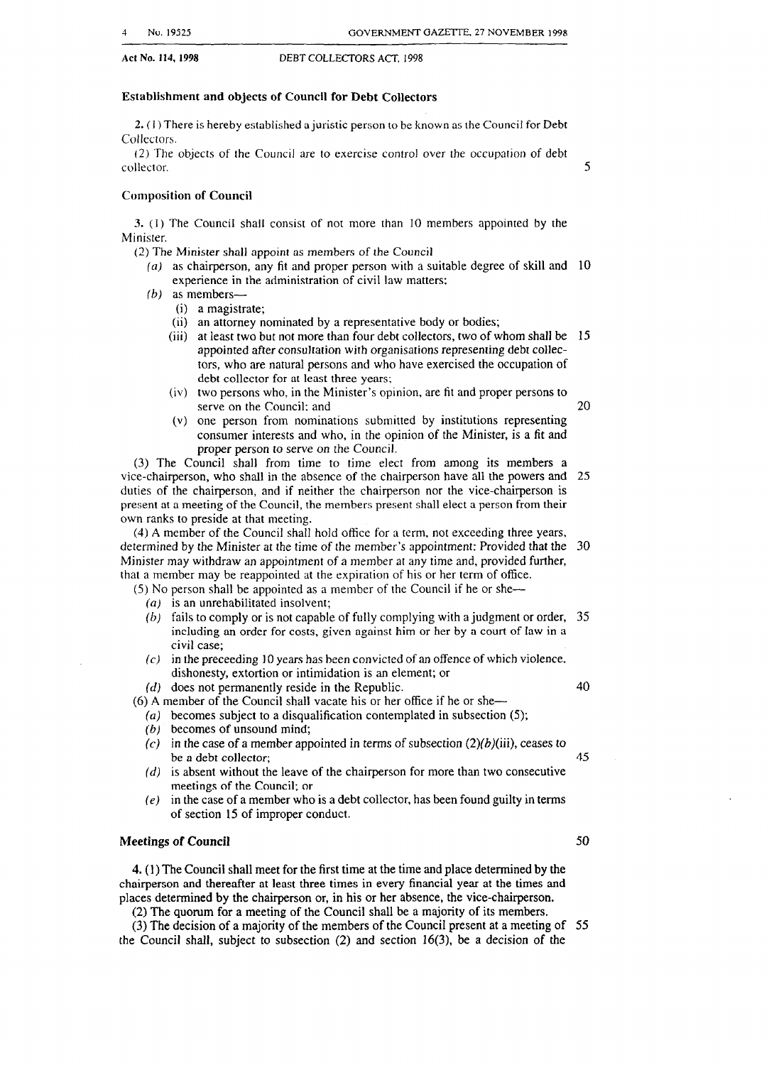### Establishment and objects of Council for Debt Collectors

**2.** (1) There is hereby established a juristic person to be known as the Council for Debt Collectors.

(2) The objects of the Council are to exercise control over the occupation of debt collector.

### Composition of Council

**3.** (1) The Council shall consist of not more than 10 members appointed by the Minister.

(2) The Minister shall appoint as members of the Council

- *(a)* as chairperson, any fit and proper person with a suitable degree of skill and experience in the administration of civil law matters;
- *(b)* as members—
  - (i) a magistrate;
  - (ii) an attorney nominated by a representative body or bodies;
  - (iii) at least two but not more than four debt collectors, two of whom shall be appointed after consultation with organisations representing debt collectors, who are natural persons and who have exercised the occupation of debt collector for at least three years;
  - (iv) two persons who, in the Minister's opinion, are fit and proper persons to serve on the Council; and
  - (v) one person from nominations submitted by institutions representing consumer interests and who, in the opinion of the Minister, is a fit and proper person to serve on the Council.

(3) The Council shall from time to time elect from among its members a vice-chairperson, who shall in the absence of the chairperson have all the powers and duties of the chairperson, and if neither the chairperson nor the vice-chairperson is present at a meeting of the Council, the members present shall elect a person from their own ranks to preside at that meeting.

(4) A member of the Council shall hold office for a term, not exceeding three years, determined by the Minister at the time of the member's appointment: Provided that the Minister may withdraw an appointment of a member at any time and, provided further, that a member may be reappointed at the expiration of his or her term of office.

(5) No person shall be appointed as a member of the Council if he or she—

- *(a)* is an unrehabilitated insolvent;
- *(b)* fails to comply or is not capable of fully complying with a judgment or order, including an order for costs, given against him or her by a court of law in a civil case;
- *(c)* in the preceeding 10 years has been convicted of an offence of which violence, dishonesty, extortion or intimidation is an element; or
- *(d)* does not permanently reside in the Republic.

(6) A member of the Council shall vacate his or her office if he or she—

- *(a)* becomes subject to a disqualification contemplated in subsection (5);
- *(b)* becomes of unsound mind;
- *(c)* in the case of a member appointed in terms of subsection (2)*(b)*(iii), ceases to be a debt collector;
- *(d)* is absent without the leave of the chairperson for more than two consecutive meetings of the Council; or
- *(e)* in the case of a member who is a debt collector, has been found guilty in terms of section 15 of improper conduct.

### Meetings of Council

**4.** (1) The Council shall meet for the first time at the time and place determined by the chairperson and thereafter at least three times in every financial year at the times and places determined by the chairperson or, in his or her absence, the vice-chairperson.

(2) The quorum for a meeting of the Council shall be a majority of its members.

(3) The decision of a majority of the members of the Council present at a meeting of the Council shall, subject to subsection (2) and section 16(3), be a decision of the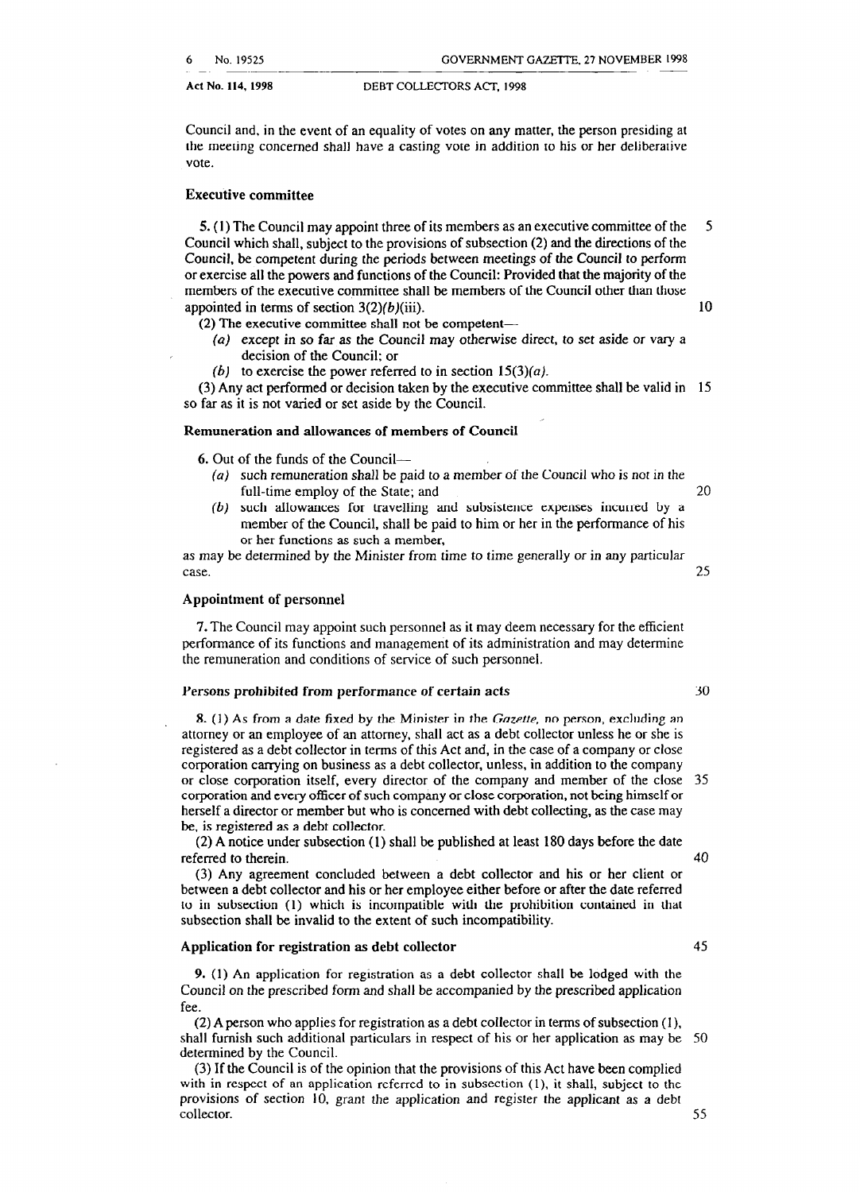Council and, in the event of an equality of votes on any matter, the person presiding at the meeting concerned shall have a casting vote in addition to his or her deliberative vote.

### Executive committee

**5.** (1) The Council may appoint three of its members as an executive committee of the Council which shall, subject to the provisions of subsection (2) and the directions of the Council, be competent during the periods between meetings of the Council to perform or exercise all the powers and functions of the Council: Provided that the majority of the members of the executive committee shall be members of the Council other than those appointed in terms of section 3(2)*(b)*(iii).

(2) The executive committee shall not be competent—

*(a)* except in so far as the Council may otherwise direct, to set aside or vary a decision of the Council; or

*(b)* to exercise the power referred to in section 15(3)*(a)*.

(3) Any act performed or decision taken by the executive committee shall be valid in so far as it is not varied or set aside by the Council.

### Remuneration and allowances of members of Council

**6.** Out of the funds of the Council—

*(a)* such remuneration shall be paid to a member of the Council who is not in the full-time employ of the State; and

*(b)* such allowances for travelling and subsistence expenses incurred by a member of the Council, shall be paid to him or her in the performance of his or her functions as such a member,

as may be determined by the Minister from time to time generally or in any particular case.

### Appointment of personnel

**7.** The Council may appoint such personnel as it may deem necessary for the efficient performance of its functions and management of its administration and may determine the remuneration and conditions of service of such personnel.

### Persons prohibited from performance of certain acts

**8.** (1) As from a date fixed by the Minister in the *Gazette*, no person, excluding an attorney or an employee of an attorney, shall act as a debt collector unless he or she is registered as a debt collector in terms of this Act and, in the case of a company or close corporation carrying on business as a debt collector, unless, in addition to the company or close corporation itself, every director of the company and member of the close corporation and every officer of such company or close corporation, not being himself or herself a director or member but who is concerned with debt collecting, as the case may be, is registered as a debt collector.

(2) A notice under subsection (1) shall be published at least 180 days before the date referred to therein.

(3) Any agreement concluded between a debt collector and his or her client or between a debt collector and his or her employee either before or after the date referred to in subsection (1) which is incompatible with the prohibition contained in that subsection shall be invalid to the extent of such incompatibility.

### Application for registration as debt collector

**9.** (1) An application for registration as a debt collector shall be lodged with the Council on the prescribed form and shall be accompanied by the prescribed application fee.

(2) A person who applies for registration as a debt collector in terms of subsection (1), shall furnish such additional particulars in respect of his or her application as may be determined by the Council.

(3) If the Council is of the opinion that the provisions of this Act have been complied with in respect of an application referred to in subsection (1), it shall, subject to the provisions of section 10, grant the application and register the applicant as a debt collector.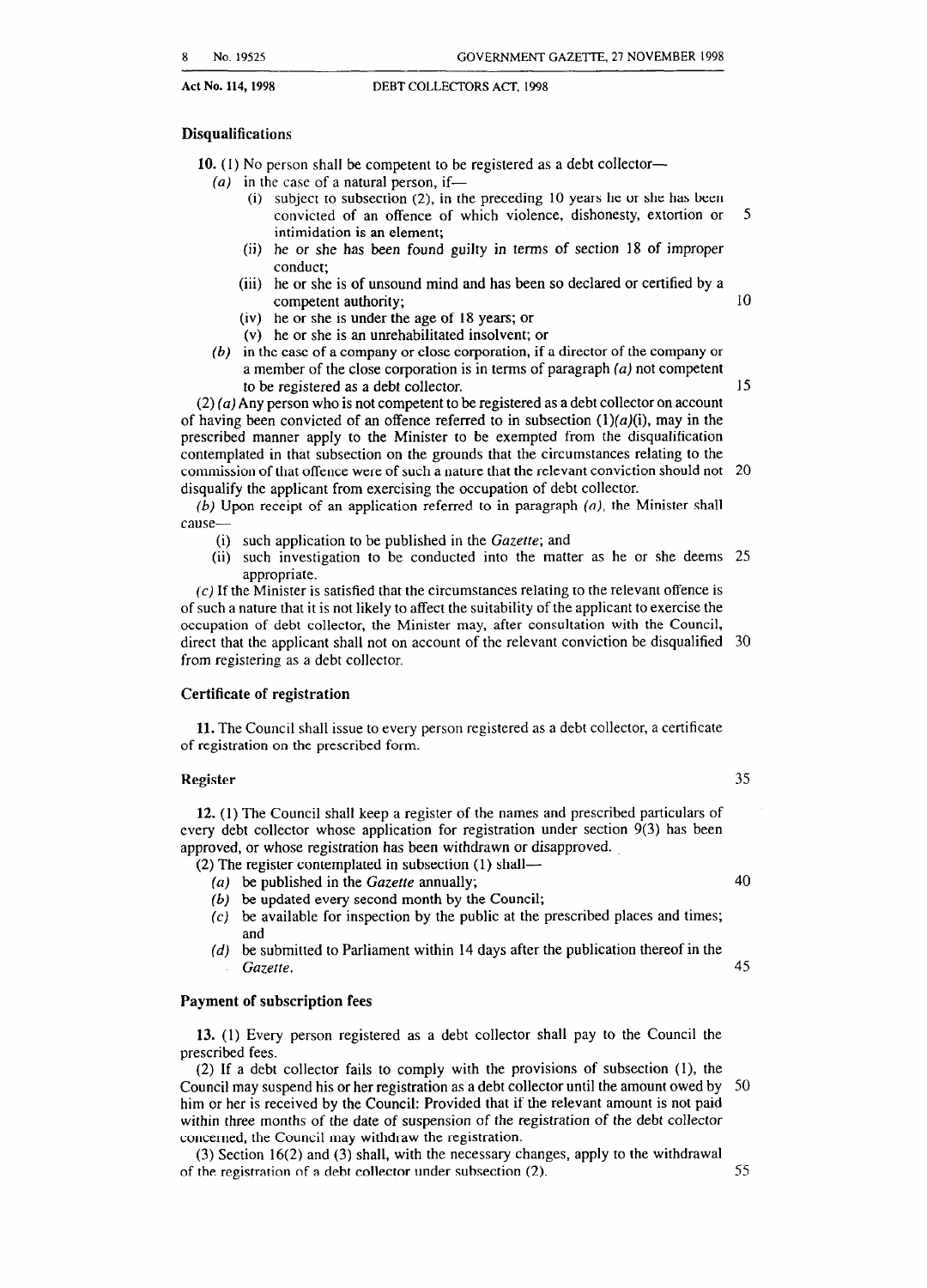### Disqualifications

**10.** (1) No person shall be competent to be registered as a debt collector—

*(a)* in the case of a natural person, if—

(i) subject to subsection (2), in the preceding 10 years he or she has been convicted of an offence of which violence, dishonesty, extortion or intimidation is an element;

(ii) he or she has been found guilty in terms of section 18 of improper conduct;

(iii) he or she is of unsound mind and has been so declared or certified by a competent authority;

(iv) he or she is under the age of 18 years; or

(v) he or she is an unrehabilitated insolvent; or

*(b)* in the case of a company or close corporation, if a director of the company or a member of the close corporation is in terms of paragraph *(a)* not competent to be registered as a debt collector.

(2) *(a)* Any person who is not competent to be registered as a debt collector on account of having been convicted of an offence referred to in subsection (1)*(a)*(i), may in the prescribed manner apply to the Minister to be exempted from the disqualification contemplated in that subsection on the grounds that the circumstances relating to the commission of that offence were of such a nature that the relevant conviction should not disqualify the applicant from exercising the occupation of debt collector.

*(b)* Upon receipt of an application referred to in paragraph *(a)*, the Minister shall cause—

(i) such application to be published in the *Gazette*; and

(ii) such investigation to be conducted into the matter as he or she deems appropriate.

*(c)* If the Minister is satisfied that the circumstances relating to the relevant offence is of such a nature that it is not likely to affect the suitability of the applicant to exercise the occupation of debt collector, the Minister may, after consultation with the Council, direct that the applicant shall not on account of the relevant conviction be disqualified from registering as a debt collector.

### Certificate of registration

**11.** The Council shall issue to every person registered as a debt collector, a certificate of registration on the prescribed form.

### Register

**12.** (1) The Council shall keep a register of the names and prescribed particulars of every debt collector whose application for registration under section 9(3) has been approved, or whose registration has been withdrawn or disapproved.

(2) The register contemplated in subsection (1) shall—

*(a)* be published in the *Gazette* annually;

*(b)* be updated every second month by the Council;

*(c)* be available for inspection by the public at the prescribed places and times; and

*(d)* be submitted to Parliament within 14 days after the publication thereof in the *Gazette*.

### Payment of subscription fees

**13.** (1) Every person registered as a debt collector shall pay to the Council the prescribed fees.

(2) If a debt collector fails to comply with the provisions of subsection (1), the Council may suspend his or her registration as a debt collector until the amount owed by him or her is received by the Council: Provided that if the relevant amount is not paid within three months of the date of suspension of the registration of the debt collector concerned, the Council may withdraw the registration.

(3) Section 16(2) and (3) shall, with the necessary changes, apply to the withdrawal of the registration of a debt collector under subsection (2).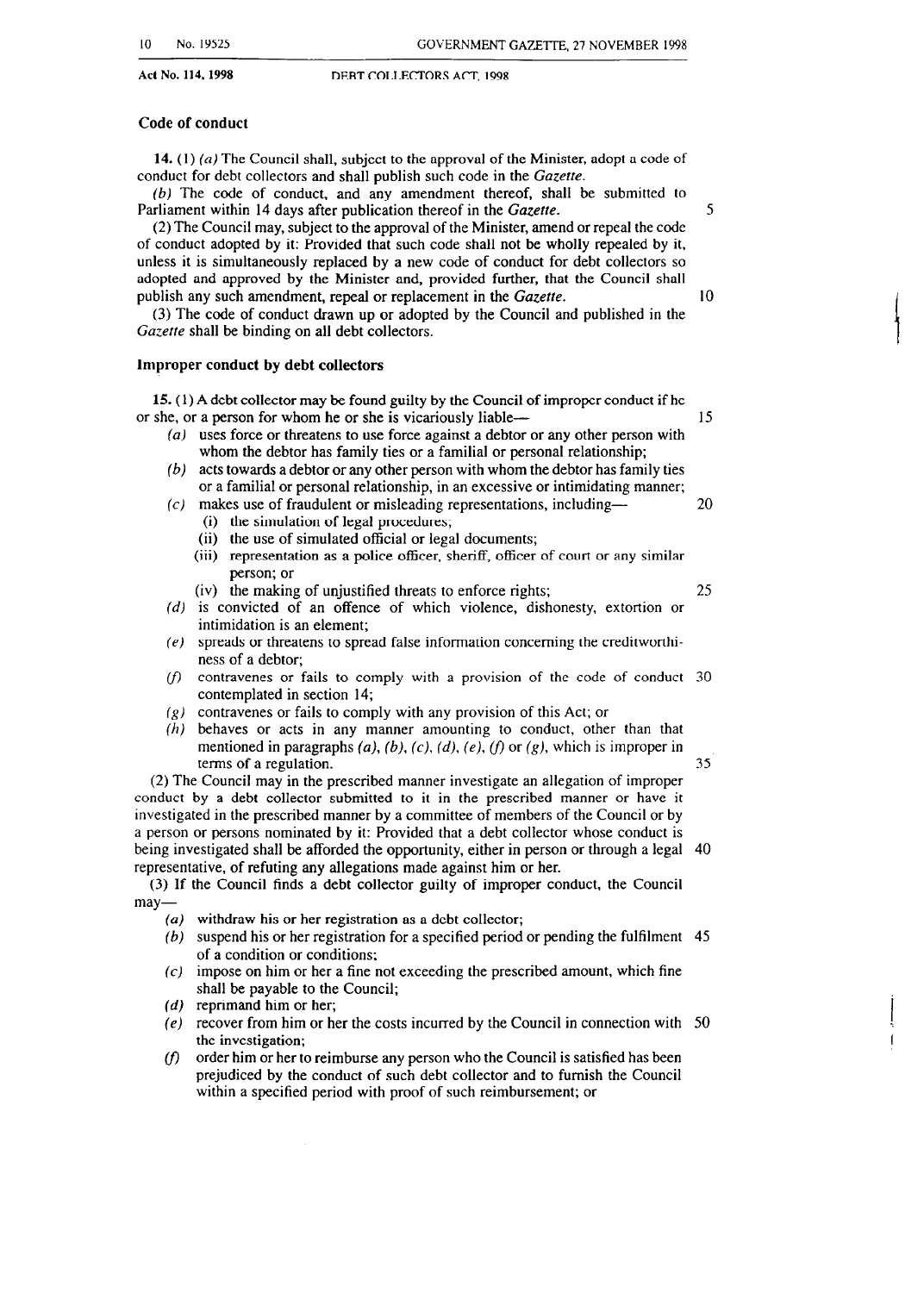### Code of conduct

**14.** (1) *(a)* The Council shall, subject to the approval of the Minister, adopt a code of conduct for debt collectors and shall publish such code in the *Gazette*.

*(b)* The code of conduct, and any amendment thereof, shall be submitted to Parliament within 14 days after publication thereof in the *Gazette*.

(2) The Council may, subject to the approval of the Minister, amend or repeal the code of conduct adopted by it: Provided that such code shall not be wholly repealed by it, unless it is simultaneously replaced by a new code of conduct for debt collectors so adopted and approved by the Minister and, provided further, that the Council shall publish any such amendment, repeal or replacement in the *Gazette*.

(3) The code of conduct drawn up or adopted by the Council and published in the *Gazette* shall be binding on all debt collectors.

### Improper conduct by debt collectors

**15.** (1) A debt collector may be found guilty by the Council of improper conduct if he or she, or a person for whom he or she is vicariously liable—

*(a)* uses force or threatens to use force against a debtor or any other person with whom the debtor has family ties or a familial or personal relationship;

*(b)* acts towards a debtor or any other person with whom the debtor has family ties or a familial or personal relationship, in an excessive or intimidating manner;

*(c)* makes use of fraudulent or misleading representations, including—

(i) the simulation of legal procedures;

(ii) the use of simulated official or legal documents;

(iii) representation as a police officer, sheriff, officer of court or any similar person; or

(iv) the making of unjustified threats to enforce rights;

*(d)* is convicted of an offence of which violence, dishonesty, extortion or intimidation is an element;

*(e)* spreads or threatens to spread false information concerning the creditworthiness of a debtor;

*(f)* contravenes or fails to comply with a provision of the code of conduct contemplated in section 14;

*(g)* contravenes or fails to comply with any provision of this Act; or

*(h)* behaves or acts in any manner amounting to conduct, other than that mentioned in paragraphs *(a)*, *(b)*, *(c)*, *(d)*, *(e)*, *(f)* or *(g)*, which is improper in terms of a regulation.

(2) The Council may in the prescribed manner investigate an allegation of improper conduct by a debt collector submitted to it in the prescribed manner or have it investigated in the prescribed manner by a committee of members of the Council or by a person or persons nominated by it: Provided that a debt collector whose conduct is being investigated shall be afforded the opportunity, either in person or through a legal representative, of refuting any allegations made against him or her.

(3) If the Council finds a debt collector guilty of improper conduct, the Council may—

*(a)* withdraw his or her registration as a debt collector;

*(b)* suspend his or her registration for a specified period or pending the fulfilment of a condition or conditions;

*(c)* impose on him or her a fine not exceeding the prescribed amount, which fine shall be payable to the Council;

*(d)* reprimand him or her;

*(e)* recover from him or her the costs incurred by the Council in connection with the investigation;

*(f)* order him or her to reimburse any person who the Council is satisfied has been prejudiced by the conduct of such debt collector and to furnish the Council within a specified period with proof of such reimbursement; or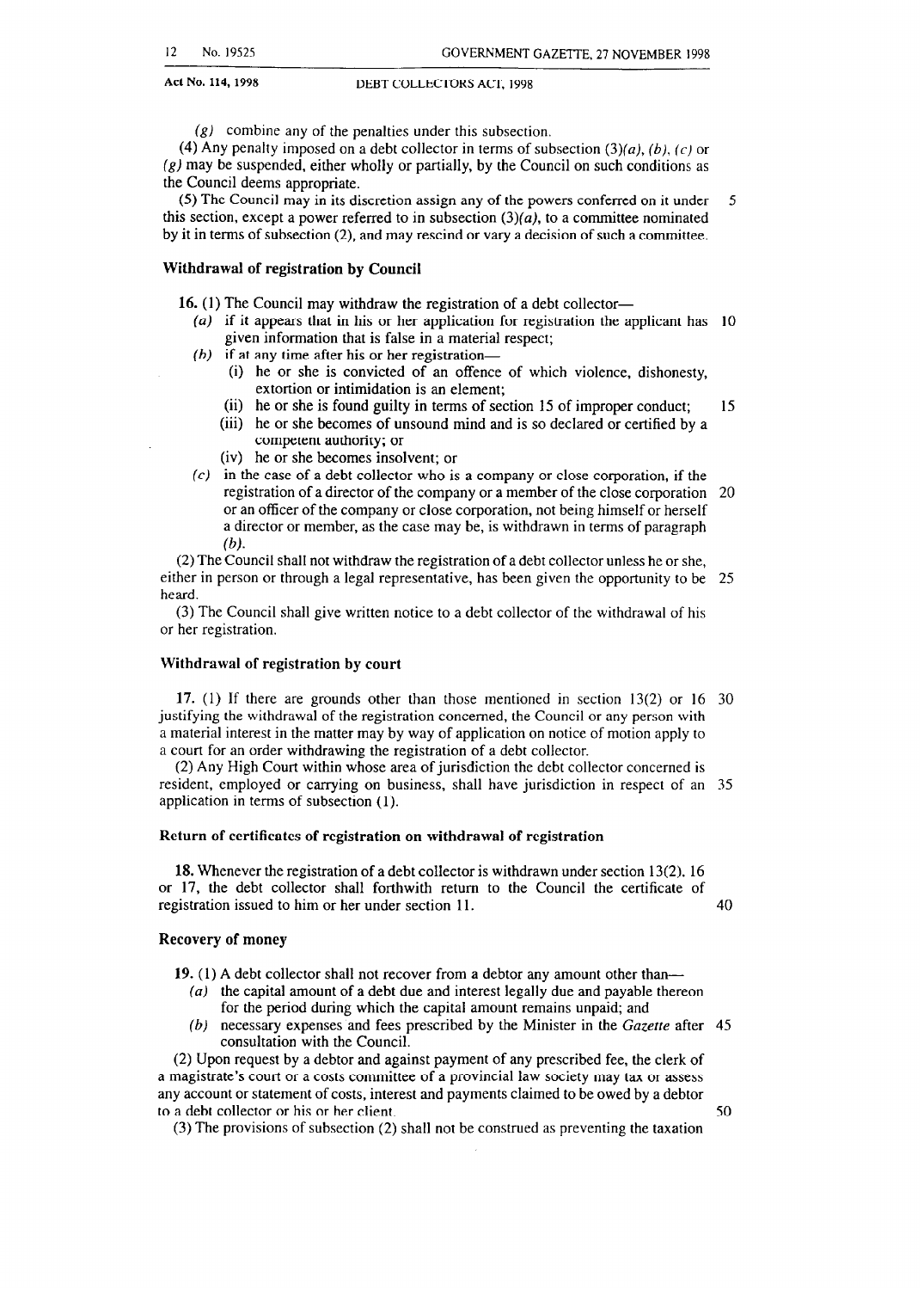(g) combine any of the penalties under this subsection.

(4) Any penalty imposed on a debt collector in terms of subsection (3)(a), (b), (c) or (g) may be suspended, either wholly or partially, by the Council on such conditions as the Council deems appropriate.

(5) The Council may in its discretion assign any of the powers conferred on it under this section, except a power referred to in subsection (3)(a), to a committee nominated by it in terms of subsection (2), and may rescind or vary a decision of such a committee.

### Withdrawal of registration by Council

**16.** (1) The Council may withdraw the registration of a debt collector—

- (a) if it appears that in his or her application for registration the applicant has given information that is false in a material respect;
- (b) if at any time after his or her registration—
  - (i) he or she is convicted of an offence of which violence, dishonesty, extortion or intimidation is an element;
  - (ii) he or she is found guilty in terms of section 15 of improper conduct;
  - (iii) he or she becomes of unsound mind and is so declared or certified by a competent authority; or
  - (iv) he or she becomes insolvent; or
- (c) in the case of a debt collector who is a company or close corporation, if the registration of a director of the company or a member of the close corporation or an officer of the company or close corporation, not being himself or herself a director or member, as the case may be, is withdrawn in terms of paragraph (b).

(2) The Council shall not withdraw the registration of a debt collector unless he or she, either in person or through a legal representative, has been given the opportunity to be heard.

(3) The Council shall give written notice to a debt collector of the withdrawal of his or her registration.

### Withdrawal of registration by court

**17.** (1) If there are grounds other than those mentioned in section 13(2) or 16 justifying the withdrawal of the registration concerned, the Council or any person with a material interest in the matter may by way of application on notice of motion apply to a court for an order withdrawing the registration of a debt collector.

(2) Any High Court within whose area of jurisdiction the debt collector concerned is resident, employed or carrying on business, shall have jurisdiction in respect of an application in terms of subsection (1).

### Return of certificates of registration on withdrawal of registration

**18.** Whenever the registration of a debt collector is withdrawn under section 13(2), 16 or 17, the debt collector shall forthwith return to the Council the certificate of registration issued to him or her under section 11.

### Recovery of money

**19.** (1) A debt collector shall not recover from a debtor any amount other than—

- (a) the capital amount of a debt due and interest legally due and payable thereon for the period during which the capital amount remains unpaid; and
- (b) necessary expenses and fees prescribed by the Minister in the *Gazette* after consultation with the Council.

(2) Upon request by a debtor and against payment of any prescribed fee, the clerk of a magistrate's court or a costs committee of a provincial law society may tax or assess any account or statement of costs, interest and payments claimed to be owed by a debtor to a debt collector or his or her client.

(3) The provisions of subsection (2) shall not be construed as preventing the taxation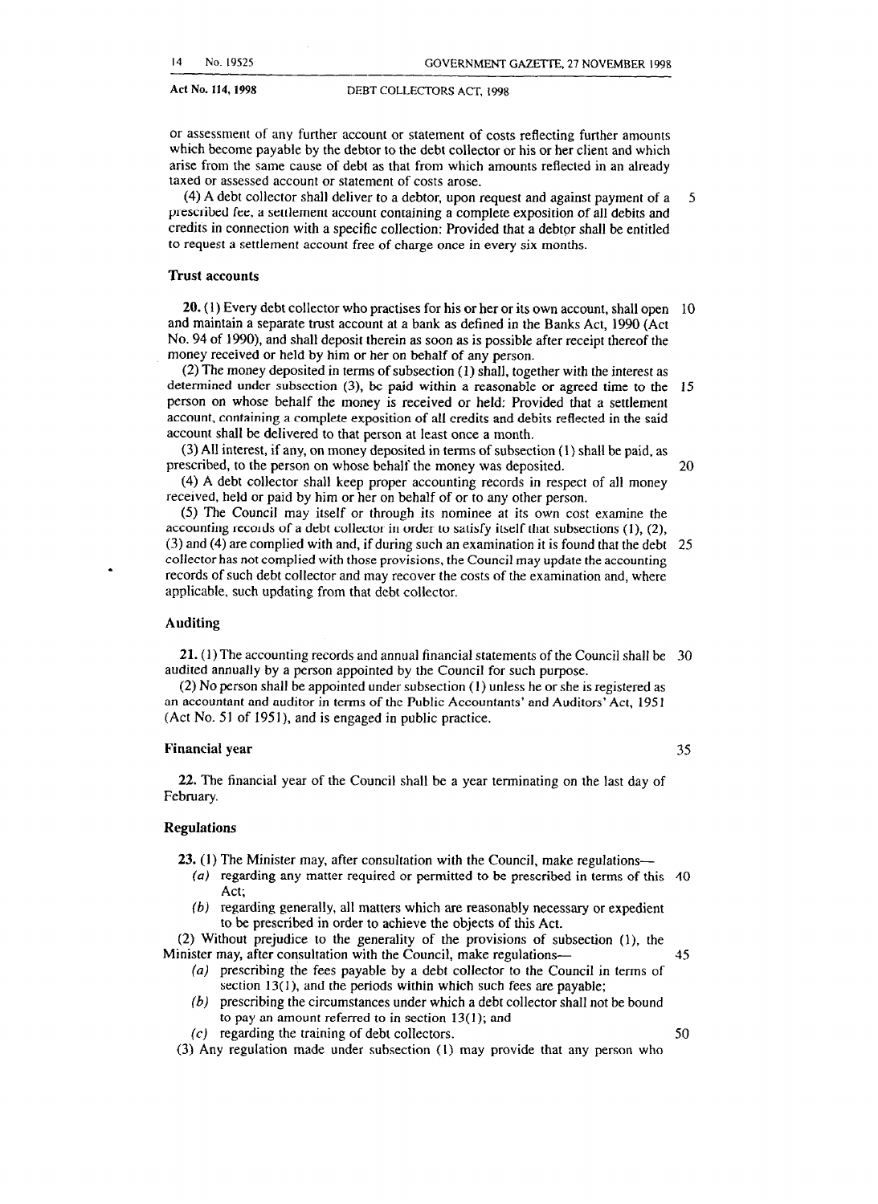or assessment of any further account or statement of costs reflecting further amounts which become payable by the debtor to the debt collector or his or her client and which arise from the same cause of debt as that from which amounts reflected in an already taxed or assessed account or statement of costs arose.

(4) A debt collector shall deliver to a debtor, upon request and against payment of a prescribed fee, a settlement account containing a complete exposition of all debits and credits in connection with a specific collection: Provided that a debtor shall be entitled to request a settlement account free of charge once in every six months.

### Trust accounts

**20.** (1) Every debt collector who practises for his or her or its own account, shall open and maintain a separate trust account at a bank as defined in the Banks Act, 1990 (Act No. 94 of 1990), and shall deposit therein as soon as is possible after receipt thereof the money received or held by him or her on behalf of any person.

(2) The money deposited in terms of subsection (1) shall, together with the interest as determined under subsection (3), be paid within a reasonable or agreed time to the person on whose behalf the money is received or held: Provided that a settlement account, containing a complete exposition of all credits and debits reflected in the said account shall be delivered to that person at least once a month.

(3) All interest, if any, on money deposited in terms of subsection (1) shall be paid, as prescribed, to the person on whose behalf the money was deposited.

(4) A debt collector shall keep proper accounting records in respect of all money received, held or paid by him or her on behalf of or to any other person.

(5) The Council may itself or through its nominee at its own cost examine the accounting records of a debt collector in order to satisfy itself that subsections (1), (2), (3) and (4) are complied with and, if during such an examination it is found that the debt collector has not complied with those provisions, the Council may update the accounting records of such debt collector and may recover the costs of the examination and, where applicable, such updating from that debt collector.

### Auditing

**21.** (1) The accounting records and annual financial statements of the Council shall be audited annually by a person appointed by the Council for such purpose.

(2) No person shall be appointed under subsection (1) unless he or she is registered as an accountant and auditor in terms of the Public Accountants' and Auditors' Act, 1951 (Act No. 51 of 1951), and is engaged in public practice.

### Financial year

**22.** The financial year of the Council shall be a year terminating on the last day of February.

### Regulations

**23.** (1) The Minister may, after consultation with the Council, make regulations—

*(a)* regarding any matter required or permitted to be prescribed in terms of this Act;

*(b)* regarding generally, all matters which are reasonably necessary or expedient to be prescribed in order to achieve the objects of this Act.

(2) Without prejudice to the generality of the provisions of subsection (1), the Minister may, after consultation with the Council, make regulations—

*(a)* prescribing the fees payable by a debt collector to the Council in terms of section 13(1), and the periods within which such fees are payable;

*(b)* prescribing the circumstances under which a debt collector shall not be bound to pay an amount referred to in section 13(1); and

*(c)* regarding the training of debt collectors.

(3) Any regulation made under subsection (1) may provide that any person who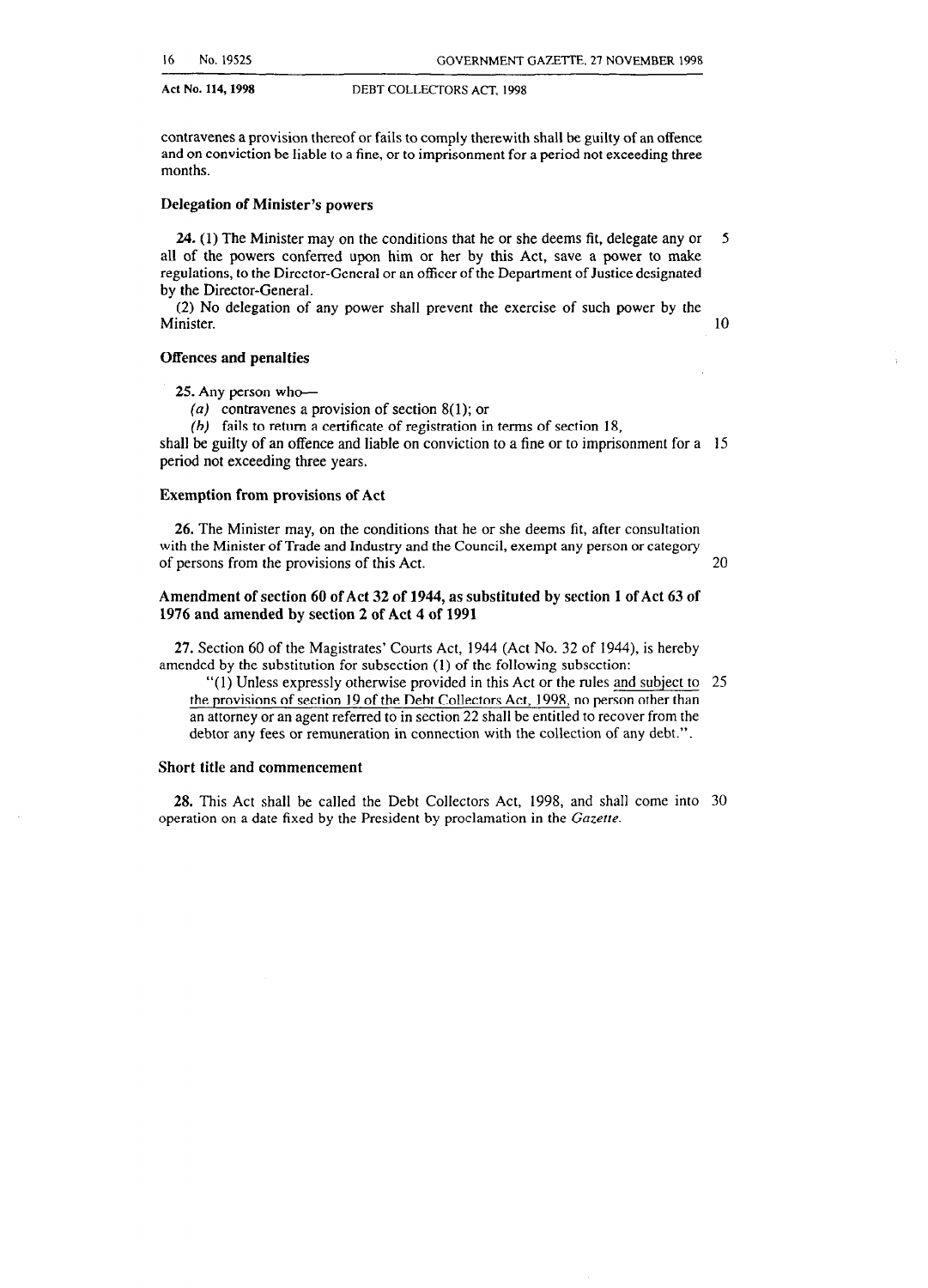contravenes a provision thereof or fails to comply therewith shall be guilty of an offence and on conviction be liable to a fine, or to imprisonment for a period not exceeding three months.

### Delegation of Minister's powers

**24.** (1) The Minister may on the conditions that he or she deems fit, delegate any or all of the powers conferred upon him or her by this Act, save a power to make regulations, to the Director-General or an officer of the Department of Justice designated by the Director-General.

(2) No delegation of any power shall prevent the exercise of such power by the Minister.

### Offences and penalties

**25.** Any person who—

*(a)* contravenes a provision of section 8(1); or

*(b)* fails to return a certificate of registration in terms of section 18,

shall be guilty of an offence and liable on conviction to a fine or to imprisonment for a period not exceeding three years.

### Exemption from provisions of Act

**26.** The Minister may, on the conditions that he or she deems fit, after consultation with the Minister of Trade and Industry and the Council, exempt any person or category of persons from the provisions of this Act.

### Amendment of section 60 of Act 32 of 1944, as substituted by section 1 of Act 63 of 1976 and amended by section 2 of Act 4 of 1991

**27.** Section 60 of the Magistrates' Courts Act, 1944 (Act No. 32 of 1944), is hereby amended by the substitution for subsection (1) of the following subsection:

"(1) Unless expressly otherwise provided in this Act or the rules <u>and subject to the provisions of section 19 of the Debt Collectors Act, 1998</u>, no person other than an attorney or an agent referred to in section 22 shall be entitled to recover from the debtor any fees or remuneration in connection with the collection of any debt.".

### Short title and commencement

**28.** This Act shall be called the Debt Collectors Act, 1998, and shall come into operation on a date fixed by the President by proclamation in the *Gazette*.